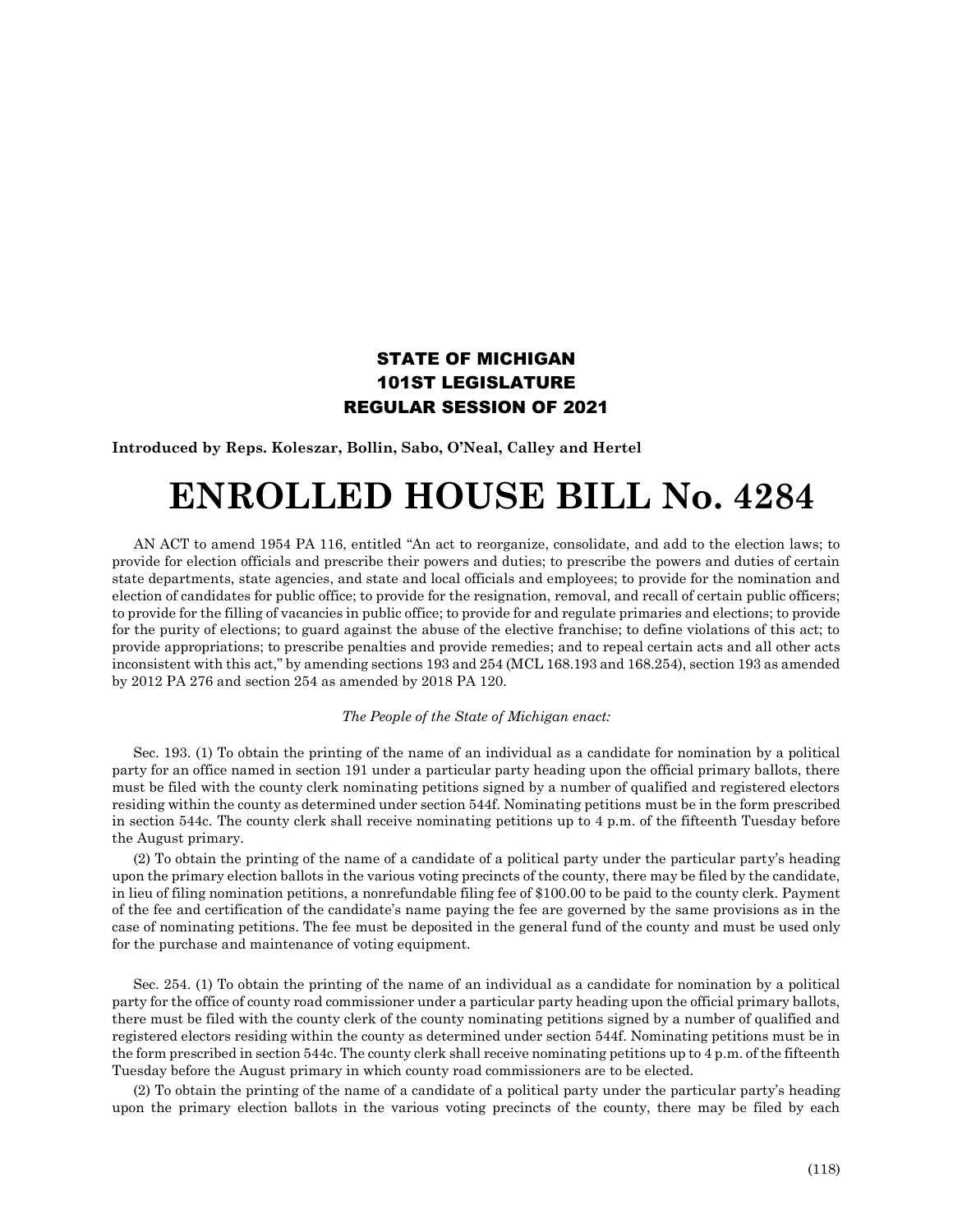**STATE OF MICHIGAN**
**101ST LEGISLATURE**
**REGULAR SESSION OF 2021**

**Introduced by Reps. Koleszar, Bollin, Sabo, O'Neal, Calley and Hertel**

# ENROLLED HOUSE BILL No. 4284

AN ACT to amend 1954 PA 116, entitled "An act to reorganize, consolidate, and add to the election laws; to provide for election officials and prescribe their powers and duties; to prescribe the powers and duties of certain state departments, state agencies, and state and local officials and employees; to provide for the nomination and election of candidates for public office; to provide for the resignation, removal, and recall of certain public officers; to provide for the filling of vacancies in public office; to provide for and regulate primaries and elections; to provide for the purity of elections; to guard against the abuse of the elective franchise; to define violations of this act; to provide appropriations; to prescribe penalties and provide remedies; and to repeal certain acts and all other acts inconsistent with this act," by amending sections 193 and 254 (MCL 168.193 and 168.254), section 193 as amended by 2012 PA 276 and section 254 as amended by 2018 PA 120.

*The People of the State of Michigan enact:*

Sec. 193. (1) To obtain the printing of the name of an individual as a candidate for nomination by a political party for an office named in section 191 under a particular party heading upon the official primary ballots, there must be filed with the county clerk nominating petitions signed by a number of qualified and registered electors residing within the county as determined under section 544f. Nominating petitions must be in the form prescribed in section 544c. The county clerk shall receive nominating petitions up to 4 p.m. of the fifteenth Tuesday before the August primary.

(2) To obtain the printing of the name of a candidate of a political party under the particular party's heading upon the primary election ballots in the various voting precincts of the county, there may be filed by the candidate, in lieu of filing nomination petitions, a nonrefundable filing fee of $100.00 to be paid to the county clerk. Payment of the fee and certification of the candidate's name paying the fee are governed by the same provisions as in the case of nominating petitions. The fee must be deposited in the general fund of the county and must be used only for the purchase and maintenance of voting equipment.

Sec. 254. (1) To obtain the printing of the name of an individual as a candidate for nomination by a political party for the office of county road commissioner under a particular party heading upon the official primary ballots, there must be filed with the county clerk of the county nominating petitions signed by a number of qualified and registered electors residing within the county as determined under section 544f. Nominating petitions must be in the form prescribed in section 544c. The county clerk shall receive nominating petitions up to 4 p.m. of the fifteenth Tuesday before the August primary in which county road commissioners are to be elected.

(2) To obtain the printing of the name of a candidate of a political party under the particular party's heading upon the primary election ballots in the various voting precincts of the county, there may be filed by each

(118)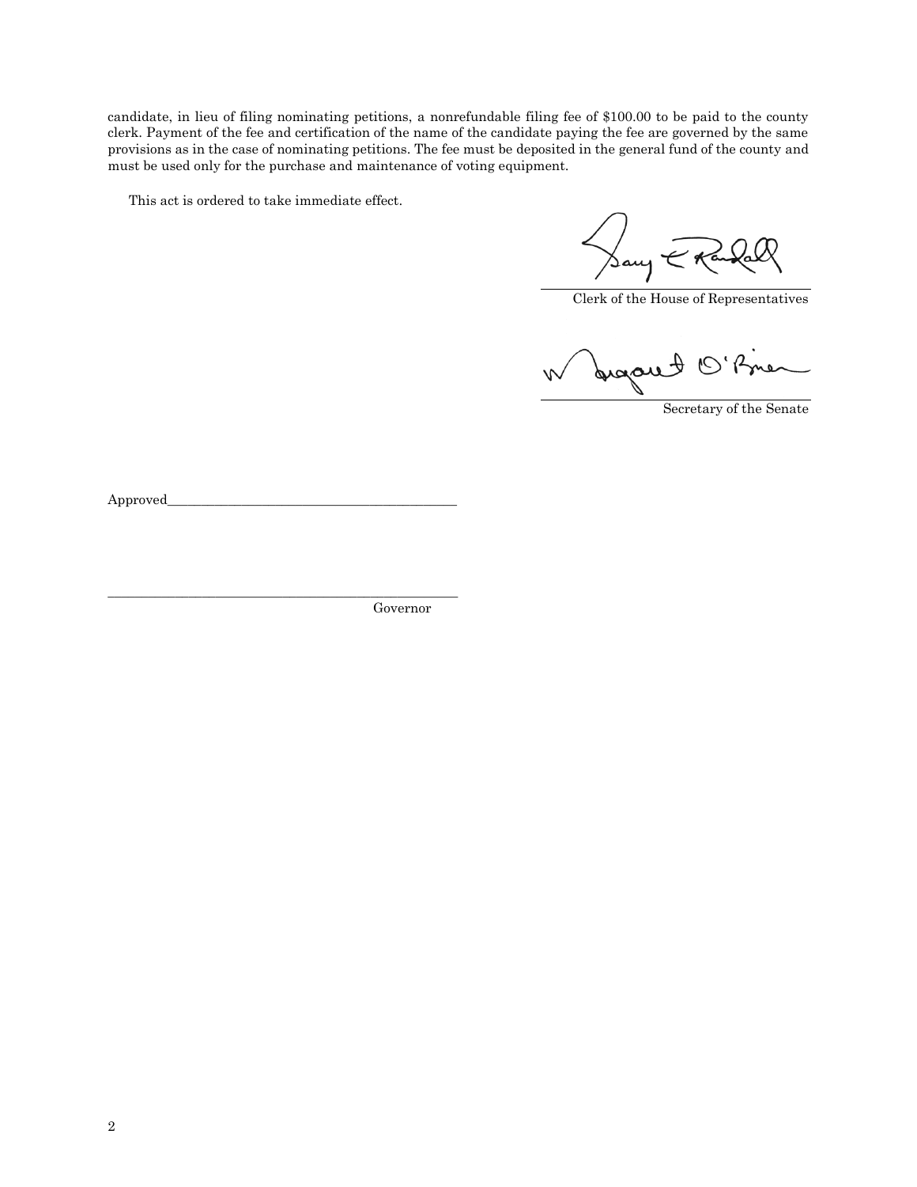candidate, in lieu of filing nominating petitions, a nonrefundable filing fee of $100.00 to be paid to the county clerk. Payment of the fee and certification of the name of the candidate paying the fee are governed by the same provisions as in the case of nominating petitions. The fee must be deposited in the general fund of the county and must be used only for the purchase and maintenance of voting equipment.

This act is ordered to take immediate effect.

Clerk of the House of Representatives

Secretary of the Senate

Approved\_\_\_\_\_\_\_\_\_\_\_\_\_\_\_\_\_\_\_\_\_\_\_\_\_\_\_\_\_\_\_\_\_\_\_\_\_\_\_\_\_\_\_\_

\_\_\_\_\_\_\_\_\_\_\_\_\_\_\_\_\_\_\_\_\_\_\_\_\_\_\_\_\_\_\_\_\_\_\_\_\_\_\_\_\_\_\_\_\_\_\_\_\_\_\_\_\_\_

Governor